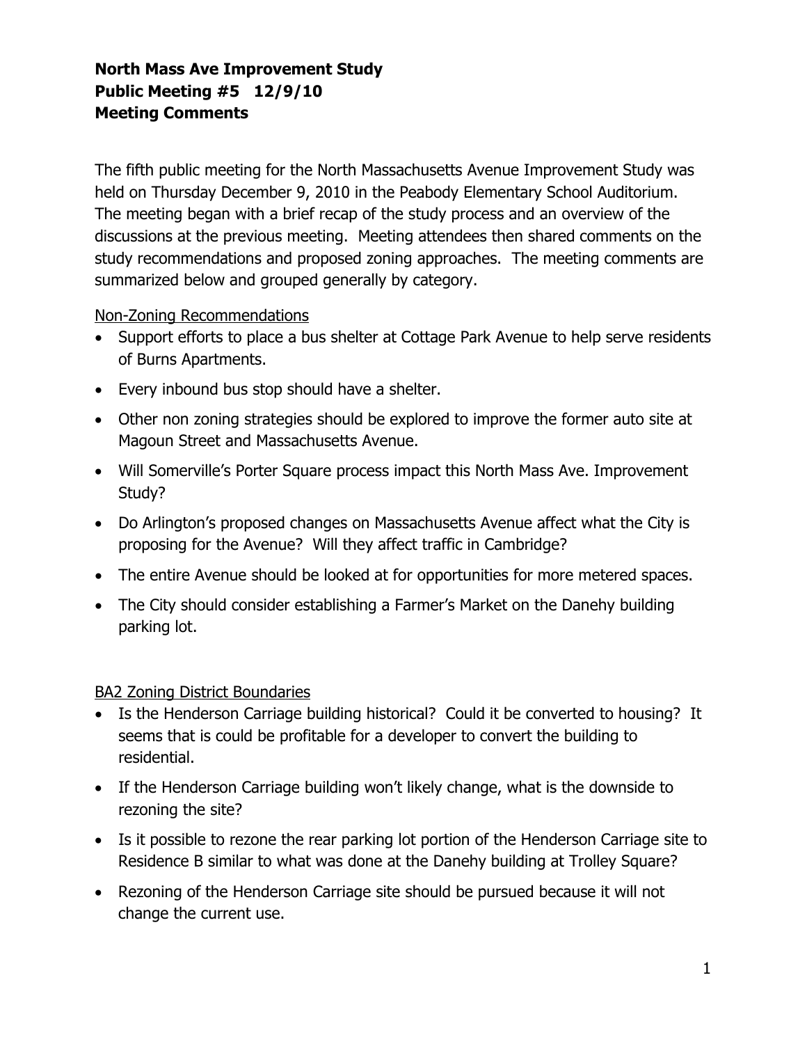**North Mass Ave Improvement Study**
**Public Meeting #5 12/9/10**
**Meeting Comments**

The fifth public meeting for the North Massachusetts Avenue Improvement Study was held on Thursday December 9, 2010 in the Peabody Elementary School Auditorium. The meeting began with a brief recap of the study process and an overview of the discussions at the previous meeting. Meeting attendees then shared comments on the study recommendations and proposed zoning approaches. The meeting comments are summarized below and grouped generally by category.

<u>Non-Zoning Recommendations</u>

- Support efforts to place a bus shelter at Cottage Park Avenue to help serve residents of Burns Apartments.
- Every inbound bus stop should have a shelter.
- Other non zoning strategies should be explored to improve the former auto site at Magoun Street and Massachusetts Avenue.
- Will Somerville's Porter Square process impact this North Mass Ave. Improvement Study?
- Do Arlington's proposed changes on Massachusetts Avenue affect what the City is proposing for the Avenue? Will they affect traffic in Cambridge?
- The entire Avenue should be looked at for opportunities for more metered spaces.
- The City should consider establishing a Farmer's Market on the Danehy building parking lot.

<u>BA2 Zoning District Boundaries</u>

- Is the Henderson Carriage building historical? Could it be converted to housing? It seems that is could be profitable for a developer to convert the building to residential.
- If the Henderson Carriage building won't likely change, what is the downside to rezoning the site?
- Is it possible to rezone the rear parking lot portion of the Henderson Carriage site to Residence B similar to what was done at the Danehy building at Trolley Square?
- Rezoning of the Henderson Carriage site should be pursued because it will not change the current use.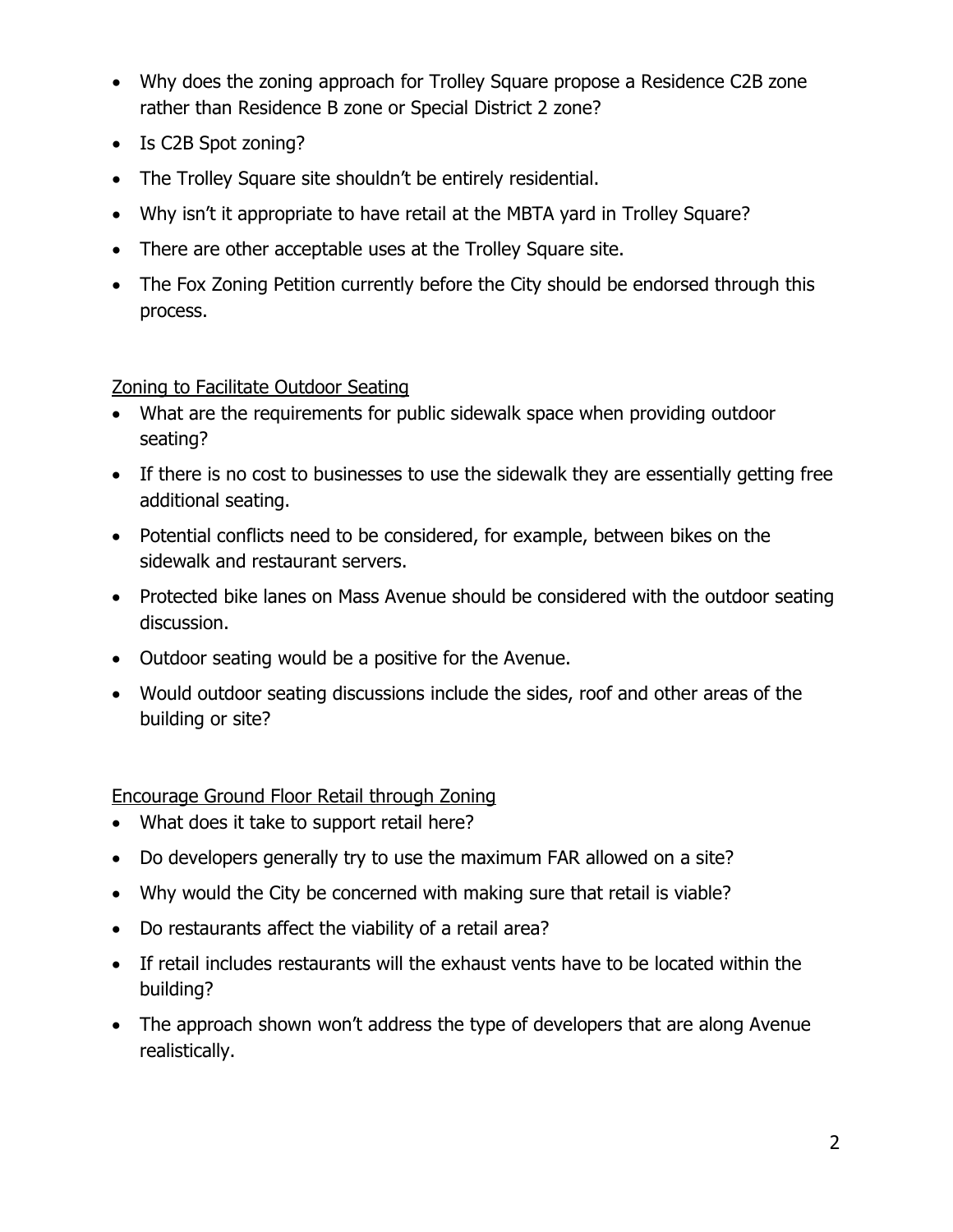- Why does the zoning approach for Trolley Square propose a Residence C2B zone rather than Residence B zone or Special District 2 zone?
- Is C2B Spot zoning?
- The Trolley Square site shouldn't be entirely residential.
- Why isn't it appropriate to have retail at the MBTA yard in Trolley Square?
- There are other acceptable uses at the Trolley Square site.
- The Fox Zoning Petition currently before the City should be endorsed through this process.

<u>Zoning to Facilitate Outdoor Seating</u>

- What are the requirements for public sidewalk space when providing outdoor seating?
- If there is no cost to businesses to use the sidewalk they are essentially getting free additional seating.
- Potential conflicts need to be considered, for example, between bikes on the sidewalk and restaurant servers.
- Protected bike lanes on Mass Avenue should be considered with the outdoor seating discussion.
- Outdoor seating would be a positive for the Avenue.
- Would outdoor seating discussions include the sides, roof and other areas of the building or site?

<u>Encourage Ground Floor Retail through Zoning</u>

- What does it take to support retail here?
- Do developers generally try to use the maximum FAR allowed on a site?
- Why would the City be concerned with making sure that retail is viable?
- Do restaurants affect the viability of a retail area?
- If retail includes restaurants will the exhaust vents have to be located within the building?
- The approach shown won't address the type of developers that are along Avenue realistically.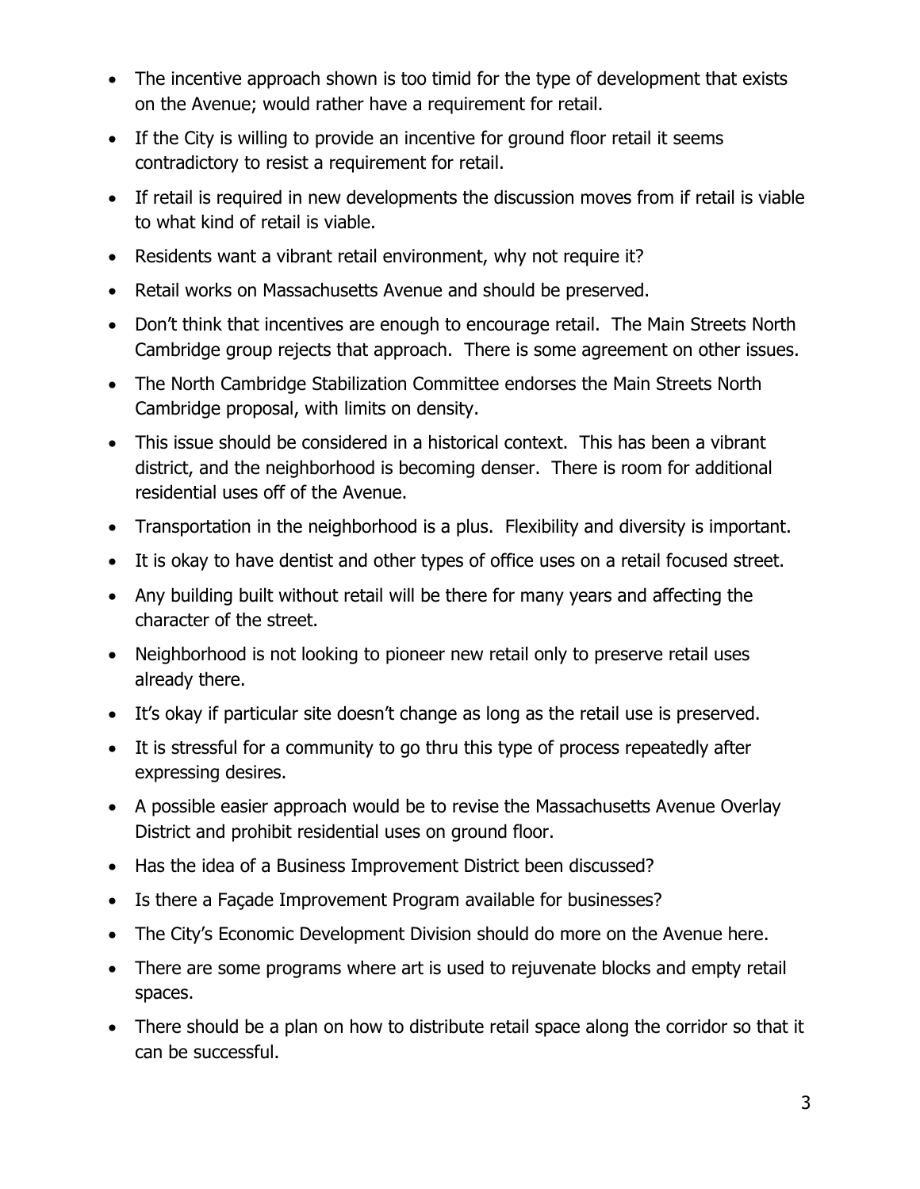- The incentive approach shown is too timid for the type of development that exists on the Avenue; would rather have a requirement for retail.
- If the City is willing to provide an incentive for ground floor retail it seems contradictory to resist a requirement for retail.
- If retail is required in new developments the discussion moves from if retail is viable to what kind of retail is viable.
- Residents want a vibrant retail environment, why not require it?
- Retail works on Massachusetts Avenue and should be preserved.
- Don't think that incentives are enough to encourage retail. The Main Streets North Cambridge group rejects that approach. There is some agreement on other issues.
- The North Cambridge Stabilization Committee endorses the Main Streets North Cambridge proposal, with limits on density.
- This issue should be considered in a historical context. This has been a vibrant district, and the neighborhood is becoming denser. There is room for additional residential uses off of the Avenue.
- Transportation in the neighborhood is a plus. Flexibility and diversity is important.
- It is okay to have dentist and other types of office uses on a retail focused street.
- Any building built without retail will be there for many years and affecting the character of the street.
- Neighborhood is not looking to pioneer new retail only to preserve retail uses already there.
- It's okay if particular site doesn't change as long as the retail use is preserved.
- It is stressful for a community to go thru this type of process repeatedly after expressing desires.
- A possible easier approach would be to revise the Massachusetts Avenue Overlay District and prohibit residential uses on ground floor.
- Has the idea of a Business Improvement District been discussed?
- Is there a Façade Improvement Program available for businesses?
- The City's Economic Development Division should do more on the Avenue here.
- There are some programs where art is used to rejuvenate blocks and empty retail spaces.
- There should be a plan on how to distribute retail space along the corridor so that it can be successful.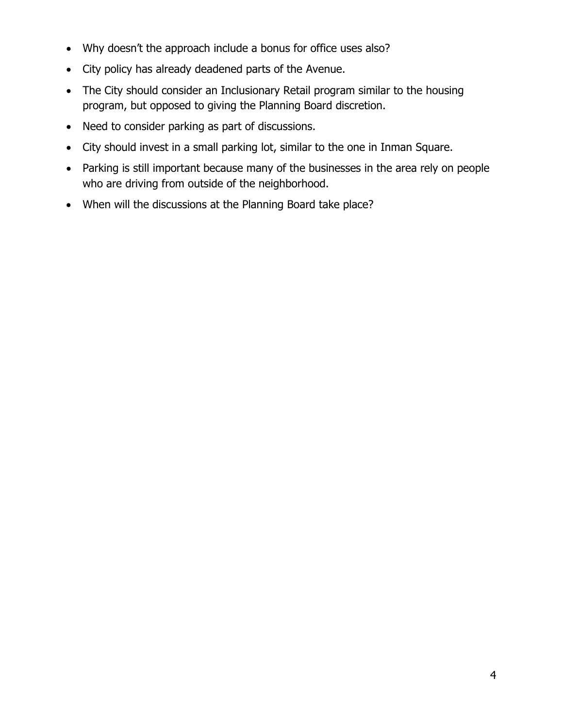- Why doesn't the approach include a bonus for office uses also?
- City policy has already deadened parts of the Avenue.
- The City should consider an Inclusionary Retail program similar to the housing program, but opposed to giving the Planning Board discretion.
- Need to consider parking as part of discussions.
- City should invest in a small parking lot, similar to the one in Inman Square.
- Parking is still important because many of the businesses in the area rely on people who are driving from outside of the neighborhood.
- When will the discussions at the Planning Board take place?